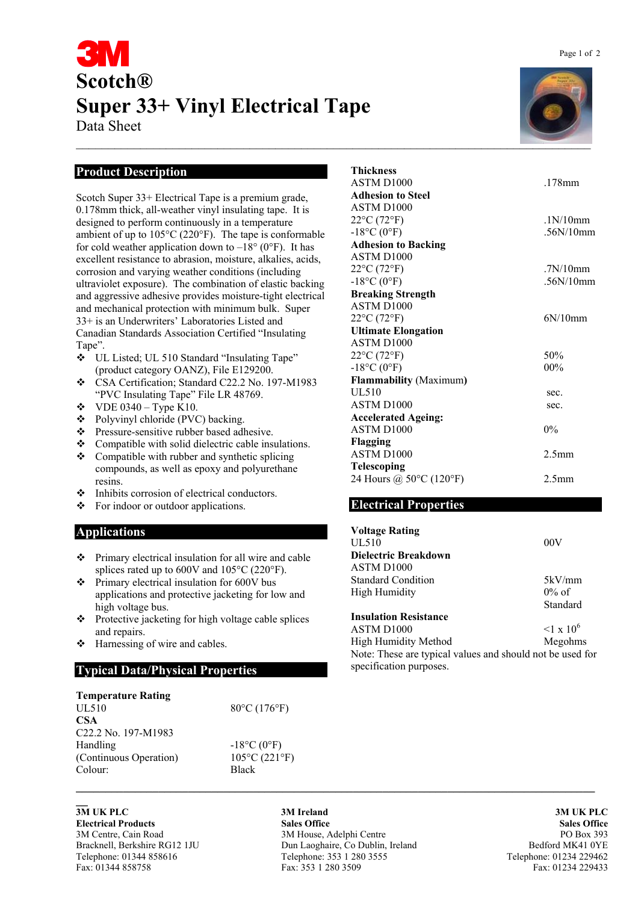# Scotch®

# Super 33+ Vinyl Electrical Tape

Data Sheet

## Product Description

Scotch Super 33+ Electrical Tape is a premium grade, 0.178mm thick, all-weather vinyl insulating tape. It is designed to perform continuously in a temperature ambient of up to 105°C (220°F). The tape is conformable for cold weather application down to –18° (0°F). It has excellent resistance to abrasion, moisture, alkalies, acids, corrosion and varying weather conditions (including ultraviolet exposure). The combination of elastic backing and aggressive adhesive provides moisture-tight electrical and mechanical protection with minimum bulk. Super 33+ is an Underwriters' Laboratories Listed and Canadian Standards Association Certified "Insulating Tape".

- UL Listed; UL 510 Standard "Insulating Tape" (product category OANZ), File E129200.
- CSA Certification; Standard C22.2 No. 197-M1983 "PVC Insulating Tape" File LR 48769.
- VDE 0340 – Type K10.
- Polyvinyl chloride (PVC) backing.
- Pressure-sensitive rubber based adhesive.
- Compatible with solid dielectric cable insulations.
- Compatible with rubber and synthetic splicing compounds, as well as epoxy and polyurethane resins.
- Inhibits corrosion of electrical conductors.
- For indoor or outdoor applications.

## Applications

- Primary electrical insulation for all wire and cable splices rated up to 600V and 105°C (220°F).
- Primary electrical insulation for 600V bus applications and protective jacketing for low and high voltage bus.
- Protective jacketing for high voltage cable splices and repairs.
- Harnessing of wire and cables.

## Typical Data/Physical Properties

| | |
|---|---|
| **Temperature Rating** | |
| UL510 | 80°C (176°F) |
| **CSA** | |
| C22.2 No. 197-M1983 | |
| Handling | -18°C (0°F) |
| (Continuous Operation) | 105°C (221°F) |
| Colour: | Black |

| | |
|---|---|
| **Thickness** | |
| ASTM D1000 | .178mm |
| **Adhesion to Steel** | |
| ASTM D1000 | |
| 22°C (72°F) | .1N/10mm |
| -18°C (0°F) | .56N/10mm |
| **Adhesion to Backing** | |
| ASTM D1000 | |
| 22°C (72°F) | .7N/10mm |
| -18°C (0°F) | .56N/10mm |
| **Breaking Strength** | |
| ASTM D1000 | |
| 22°C (72°F) | 6N/10mm |
| **Ultimate Elongation** | |
| ASTM D1000 | |
| 22°C (72°F) | 50% |
| -18°C (0°F) | 00% |
| **Flammability** (Maximum) | |
| UL510 | sec. |
| ASTM D1000 | sec. |
| **Accelerated Ageing:** | |
| ASTM D1000 | 0% |
| **Flagging** | |
| ASTM D1000 | 2.5mm |
| **Telescoping** | |
| 24 Hours @ 50°C (120°F) | 2.5mm |

## Electrical Properties

| | |
|---|---|
| **Voltage Rating** | |
| UL510 | 00V |
| **Dielectric Breakdown** | |
| ASTM D1000 | |
| Standard Condition | 5kV/mm |
| High Humidity | 0% of Standard |
| **Insulation Resistance** | |
| ASTM D1000 | $<1 \times 10^6$ |
| High Humidity Method | Megohms |

Note: These are typical values and should not be used for specification purposes.

---

**3M UK PLC**
**Electrical Products**
3M Centre, Cain Road
Bracknell, Berkshire RG12 1JU
Telephone: 01344 858616
Fax: 01344 858758

**3M Ireland**
**Sales Office**
3M House, Adelphi Centre
Dun Laoghaire, Co Dublin, Ireland
Telephone: 353 1 280 3555
Fax: 353 1 280 3509

**3M UK PLC**
**Sales Office**
PO Box 393
Bedford MK41 0YE
Telephone: 01234 229462
Fax: 01234 229433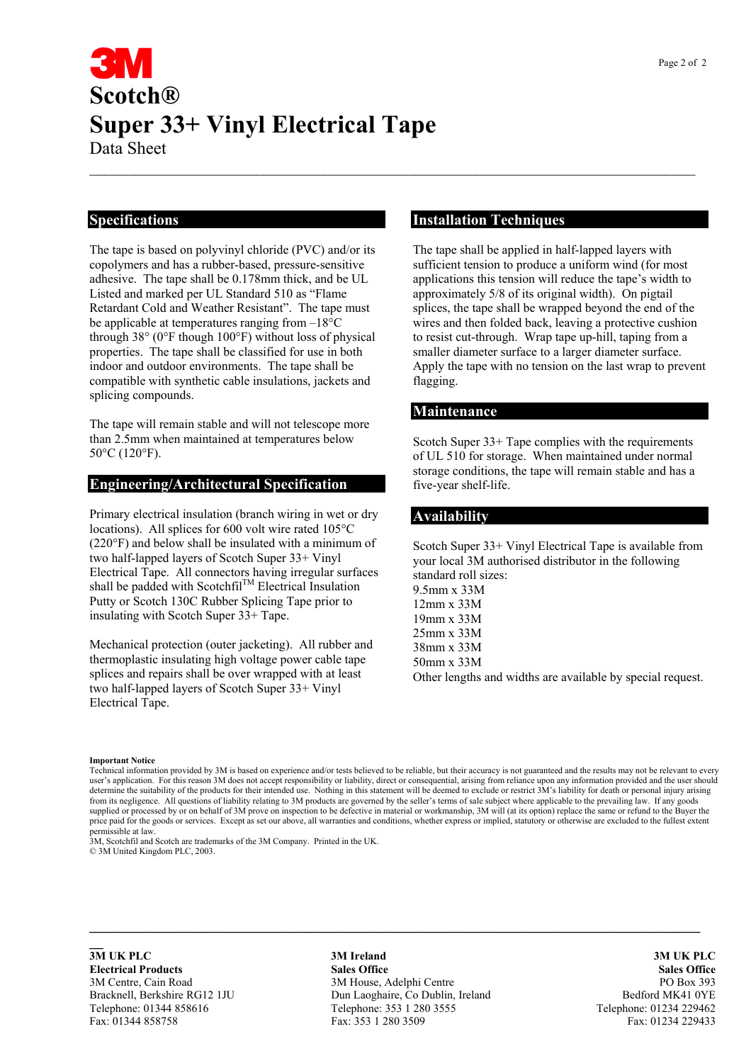# Scotch®

# Super 33+ Vinyl Electrical Tape

Data Sheet

## Specifications

The tape is based on polyvinyl chloride (PVC) and/or its copolymers and has a rubber-based, pressure-sensitive adhesive. The tape shall be 0.178mm thick, and be UL Listed and marked per UL Standard 510 as "Flame Retardant Cold and Weather Resistant". The tape must be applicable at temperatures ranging from –18°C through 38° (0°F though 100°F) without loss of physical properties. The tape shall be classified for use in both indoor and outdoor environments. The tape shall be compatible with synthetic cable insulations, jackets and splicing compounds.

The tape will remain stable and will not telescope more than 2.5mm when maintained at temperatures below 50°C (120°F).

## Engineering/Architectural Specification

Primary electrical insulation (branch wiring in wet or dry locations). All splices for 600 volt wire rated 105°C (220°F) and below shall be insulated with a minimum of two half-lapped layers of Scotch Super 33+ Vinyl Electrical Tape. All connectors having irregular surfaces shall be padded with Scotchfil™ Electrical Insulation Putty or Scotch 130C Rubber Splicing Tape prior to insulating with Scotch Super 33+ Tape.

Mechanical protection (outer jacketing). All rubber and thermoplastic insulating high voltage power cable tape splices and repairs shall be over wrapped with at least two half-lapped layers of Scotch Super 33+ Vinyl Electrical Tape.

## Installation Techniques

The tape shall be applied in half-lapped layers with sufficient tension to produce a uniform wind (for most applications this tension will reduce the tape's width to approximately 5/8 of its original width). On pigtail splices, the tape shall be wrapped beyond the end of the wires and then folded back, leaving a protective cushion to resist cut-through. Wrap tape up-hill, taping from a smaller diameter surface to a larger diameter surface. Apply the tape with no tension on the last wrap to prevent flagging.

## Maintenance

Scotch Super 33+ Tape complies with the requirements of UL 510 for storage. When maintained under normal storage conditions, the tape will remain stable and has a five-year shelf-life.

## Availability

Scotch Super 33+ Vinyl Electrical Tape is available from your local 3M authorised distributor in the following standard roll sizes:

9.5mm x 33M
12mm x 33M
19mm x 33M
25mm x 33M
38mm x 33M
50mm x 33M

Other lengths and widths are available by special request.

**Important Notice**

Technical information provided by 3M is based on experience and/or tests believed to be reliable, but their accuracy is not guaranteed and the results may not be relevant to every user's application. For this reason 3M does not accept responsibility or liability, direct or consequential, arising from reliance upon any information provided and the user should determine the suitability of the products for their intended use. Nothing in this statement will be deemed to exclude or restrict 3M's liability for death or personal injury arising from its negligence. All questions of liability relating to 3M products are governed by the seller's terms of sale subject where applicable to the prevailing law. If any goods supplied or processed by or on behalf of 3M prove on inspection to be defective in material or workmanship, 3M will (at its option) replace the same or refund to the Buyer the price paid for the goods or services. Except as set our above, all warranties and conditions, whether express or implied, statutory or otherwise are excluded to the fullest extent permissible at law.

3M, Scotchfil and Scotch are trademarks of the 3M Company. Printed in the UK.

© 3M United Kingdom PLC, 2003.

**3M UK PLC**
**Electrical Products**
3M Centre, Cain Road
Bracknell, Berkshire RG12 1JU
Telephone: 01344 858616
Fax: 01344 858758

**3M Ireland**
**Sales Office**
3M House, Adelphi Centre
Dun Laoghaire, Co Dublin, Ireland
Telephone: 353 1 280 3555
Fax: 353 1 280 3509

**3M UK PLC**
**Sales Office**
PO Box 393
Bedford MK41 0YE
Telephone: 01234 229462
Fax: 01234 229433